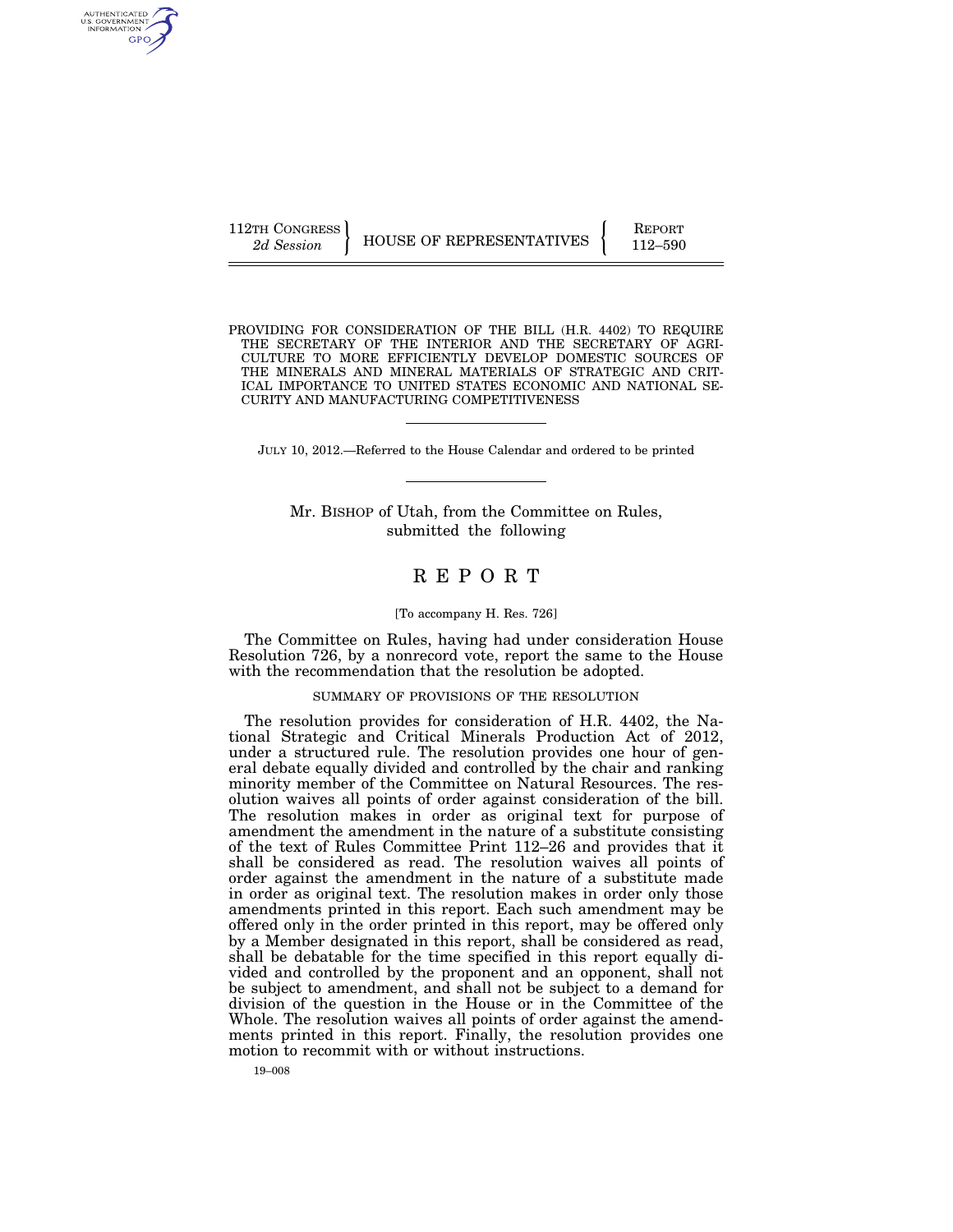112TH CONGRESS
*2d Session*

HOUSE OF REPRESENTATIVES

REPORT
112–590

# PROVIDING FOR CONSIDERATION OF THE BILL (H.R. 4402) TO REQUIRE THE SECRETARY OF THE INTERIOR AND THE SECRETARY OF AGRICULTURE TO MORE EFFICIENTLY DEVELOP DOMESTIC SOURCES OF THE MINERALS AND MINERAL MATERIALS OF STRATEGIC AND CRITICAL IMPORTANCE TO UNITED STATES ECONOMIC AND NATIONAL SECURITY AND MANUFACTURING COMPETITIVENESS

JULY 10, 2012.—Referred to the House Calendar and ordered to be printed

Mr. BISHOP of Utah, from the Committee on Rules, submitted the following

# REPORT

[To accompany H. Res. 726]

The Committee on Rules, having had under consideration House Resolution 726, by a nonrecord vote, report the same to the House with the recommendation that the resolution be adopted.

## SUMMARY OF PROVISIONS OF THE RESOLUTION

The resolution provides for consideration of H.R. 4402, the National Strategic and Critical Minerals Production Act of 2012, under a structured rule. The resolution provides one hour of general debate equally divided and controlled by the chair and ranking minority member of the Committee on Natural Resources. The resolution waives all points of order against consideration of the bill. The resolution makes in order as original text for purpose of amendment the amendment in the nature of a substitute consisting of the text of Rules Committee Print 112–26 and provides that it shall be considered as read. The resolution waives all points of order against the amendment in the nature of a substitute made in order as original text. The resolution makes in order only those amendments printed in this report. Each such amendment may be offered only in the order printed in this report, may be offered only by a Member designated in this report, shall be considered as read, shall be debatable for the time specified in this report equally divided and controlled by the proponent and an opponent, shall not be subject to amendment, and shall not be subject to a demand for division of the question in the House or in the Committee of the Whole. The resolution waives all points of order against the amendments printed in this report. Finally, the resolution provides one motion to recommit with or without instructions.

19–008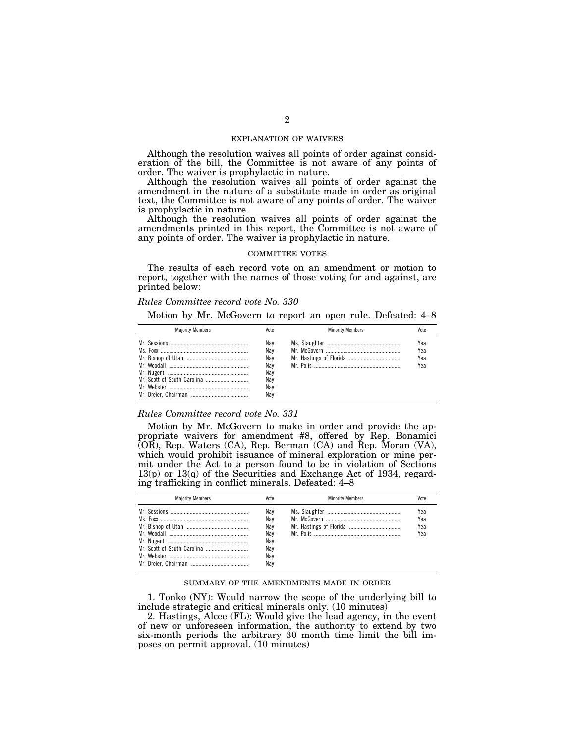## EXPLANATION OF WAIVERS

Although the resolution waives all points of order against consideration of the bill, the Committee is not aware of any points of order. The waiver is prophylactic in nature.

Although the resolution waives all points of order against the amendment in the nature of a substitute made in order as original text, the Committee is not aware of any points of order. The waiver is prophylactic in nature.

Although the resolution waives all points of order against the amendments printed in this report, the Committee is not aware of any points of order. The waiver is prophylactic in nature.

## COMMITTEE VOTES

The results of each record vote on an amendment or motion to report, together with the names of those voting for and against, are printed below:

*Rules Committee record vote No. 330*

Motion by Mr. McGovern to report an open rule. Defeated: 4–8

| Majority Members | Vote | Minority Members | Vote |
|---|---|---|---|
| Mr. Sessions | Nay | Ms. Slaughter | Yea |
| Ms. Foxx | Nay | Mr. McGovern | Yea |
| Mr. Bishop of Utah | Nay | Mr. Hastings of Florida | Yea |
| Mr. Woodall | Nay | Mr. Polis | Yea |
| Mr. Nugent | Nay | | |
| Mr. Scott of South Carolina | Nay | | |
| Mr. Webster | Nay | | |
| Mr. Dreier, Chairman | Nay | | |

*Rules Committee record vote No. 331*

Motion by Mr. McGovern to make in order and provide the appropriate waivers for amendment #8, offered by Rep. Bonamici (OR), Rep. Waters (CA), Rep. Berman (CA) and Rep. Moran (VA), which would prohibit issuance of mineral exploration or mine permit under the Act to a person found to be in violation of Sections 13(p) or 13(q) of the Securities and Exchange Act of 1934, regarding trafficking in conflict minerals. Defeated: 4–8

| Majority Members | Vote | Minority Members | Vote |
|---|---|---|---|
| Mr. Sessions | Nay | Ms. Slaughter | Yea |
| Ms. Foxx | Nay | Mr. McGovern | Yea |
| Mr. Bishop of Utah | Nay | Mr. Hastings of Florida | Yea |
| Mr. Woodall | Nay | Mr. Polis | Yea |
| Mr. Nugent | Nay | | |
| Mr. Scott of South Carolina | Nay | | |
| Mr. Webster | Nay | | |
| Mr. Dreier, Chairman | Nay | | |

## SUMMARY OF THE AMENDMENTS MADE IN ORDER

1. Tonko (NY): Would narrow the scope of the underlying bill to include strategic and critical minerals only. (10 minutes)

2. Hastings, Alcee (FL): Would give the lead agency, in the event of new or unforeseen information, the authority to extend by two six-month periods the arbitrary 30 month time limit the bill imposes on permit approval. (10 minutes)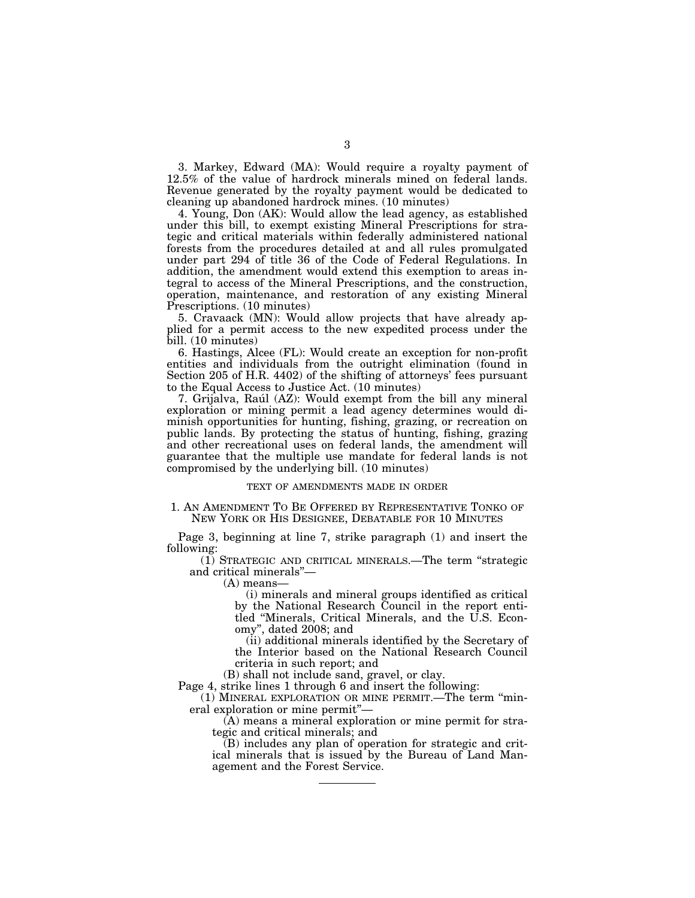3. Markey, Edward (MA): Would require a royalty payment of 12.5% of the value of hardrock minerals mined on federal lands. Revenue generated by the royalty payment would be dedicated to cleaning up abandoned hardrock mines. (10 minutes)

4. Young, Don (AK): Would allow the lead agency, as established under this bill, to exempt existing Mineral Prescriptions for strategic and critical materials within federally administered national forests from the procedures detailed at and all rules promulgated under part 294 of title 36 of the Code of Federal Regulations. In addition, the amendment would extend this exemption to areas integral to access of the Mineral Prescriptions, and the construction, operation, maintenance, and restoration of any existing Mineral Prescriptions. (10 minutes)

5. Cravaack (MN): Would allow projects that have already applied for a permit access to the new expedited process under the bill. (10 minutes)

6. Hastings, Alcee (FL): Would create an exception for non-profit entities and individuals from the outright elimination (found in Section 205 of H.R. 4402) of the shifting of attorneys' fees pursuant to the Equal Access to Justice Act. (10 minutes)

7. Grijalva, Raúl (AZ): Would exempt from the bill any mineral exploration or mining permit a lead agency determines would diminish opportunities for hunting, fishing, grazing, or recreation on public lands. By protecting the status of hunting, fishing, grazing and other recreational uses on federal lands, the amendment will guarantee that the multiple use mandate for federal lands is not compromised by the underlying bill. (10 minutes)

## TEXT OF AMENDMENTS MADE IN ORDER

### 1. AN AMENDMENT TO BE OFFERED BY REPRESENTATIVE TONKO OF NEW YORK OR HIS DESIGNEE, DEBATABLE FOR 10 MINUTES

Page 3, beginning at line 7, strike paragraph (1) and insert the following:

(1) STRATEGIC AND CRITICAL MINERALS.—The term "strategic and critical minerals"—

(A) means—

(i) minerals and mineral groups identified as critical by the National Research Council in the report entitled "Minerals, Critical Minerals, and the U.S. Economy", dated 2008; and

(ii) additional minerals identified by the Secretary of the Interior based on the National Research Council criteria in such report; and

(B) shall not include sand, gravel, or clay.

Page 4, strike lines 1 through 6 and insert the following:

(1) MINERAL EXPLORATION OR MINE PERMIT.—The term "mineral exploration or mine permit"—

(A) means a mineral exploration or mine permit for strategic and critical minerals; and

(B) includes any plan of operation for strategic and critical minerals that is issued by the Bureau of Land Management and the Forest Service.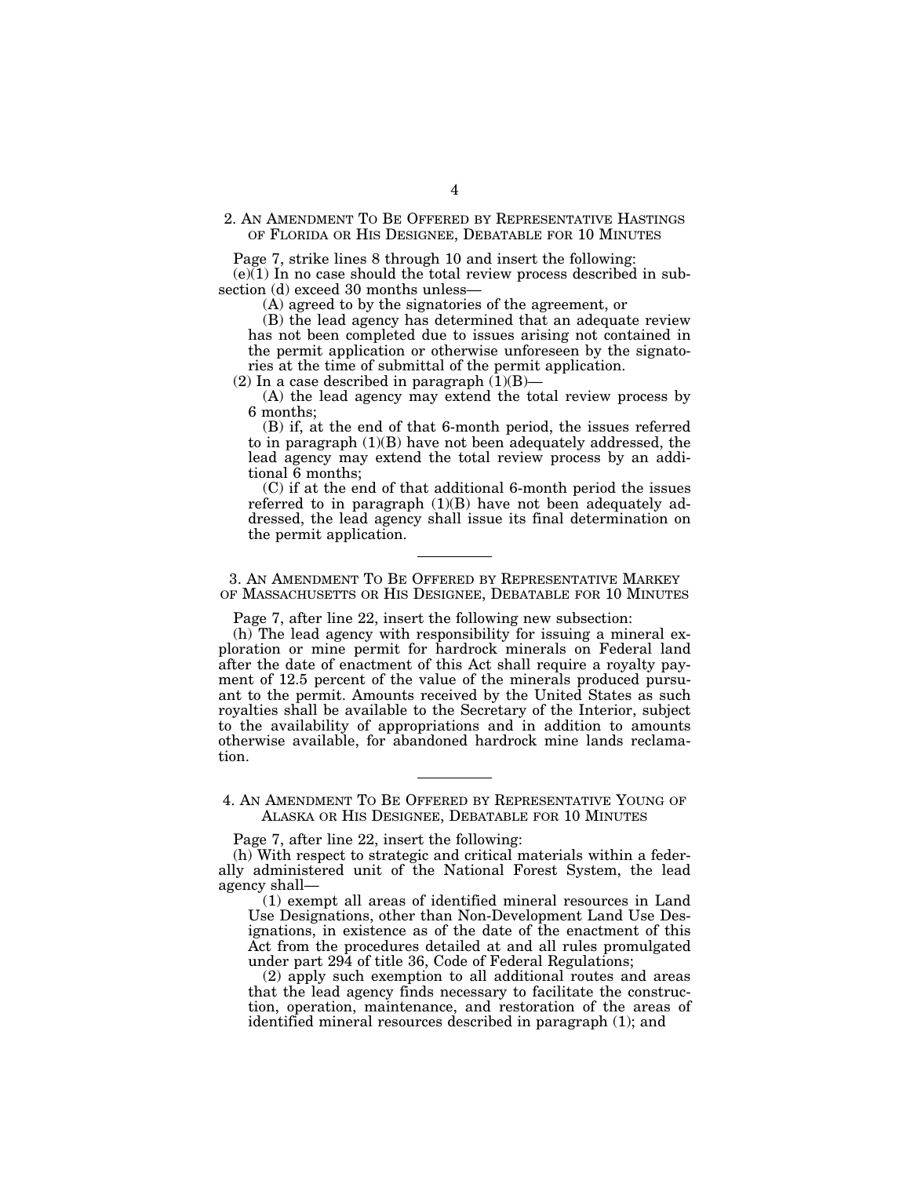## 2. AN AMENDMENT TO BE OFFERED BY REPRESENTATIVE HASTINGS OF FLORIDA OR HIS DESIGNEE, DEBATABLE FOR 10 MINUTES

Page 7, strike lines 8 through 10 and insert the following:

(e)(1) In no case should the total review process described in subsection (d) exceed 30 months unless—

(A) agreed to by the signatories of the agreement, or

(B) the lead agency has determined that an adequate review has not been completed due to issues arising not contained in the permit application or otherwise unforeseen by the signatories at the time of submittal of the permit application.

(2) In a case described in paragraph (1)(B)—

(A) the lead agency may extend the total review process by 6 months;

(B) if, at the end of that 6-month period, the issues referred to in paragraph (1)(B) have not been adequately addressed, the lead agency may extend the total review process by an additional 6 months;

(C) if at the end of that additional 6-month period the issues referred to in paragraph (1)(B) have not been adequately addressed, the lead agency shall issue its final determination on the permit application.

---

## 3. AN AMENDMENT TO BE OFFERED BY REPRESENTATIVE MARKEY OF MASSACHUSETTS OR HIS DESIGNEE, DEBATABLE FOR 10 MINUTES

Page 7, after line 22, insert the following new subsection:

(h) The lead agency with responsibility for issuing a mineral exploration or mine permit for hardrock minerals on Federal land after the date of enactment of this Act shall require a royalty payment of 12.5 percent of the value of the minerals produced pursuant to the permit. Amounts received by the United States as such royalties shall be available to the Secretary of the Interior, subject to the availability of appropriations and in addition to amounts otherwise available, for abandoned hardrock mine lands reclamation.

---

## 4. AN AMENDMENT TO BE OFFERED BY REPRESENTATIVE YOUNG OF ALASKA OR HIS DESIGNEE, DEBATABLE FOR 10 MINUTES

Page 7, after line 22, insert the following:

(h) With respect to strategic and critical materials within a federally administered unit of the National Forest System, the lead agency shall—

(1) exempt all areas of identified mineral resources in Land Use Designations, other than Non-Development Land Use Designations, in existence as of the date of the enactment of this Act from the procedures detailed at and all rules promulgated under part 294 of title 36, Code of Federal Regulations;

(2) apply such exemption to all additional routes and areas that the lead agency finds necessary to facilitate the construction, operation, maintenance, and restoration of the areas of identified mineral resources described in paragraph (1); and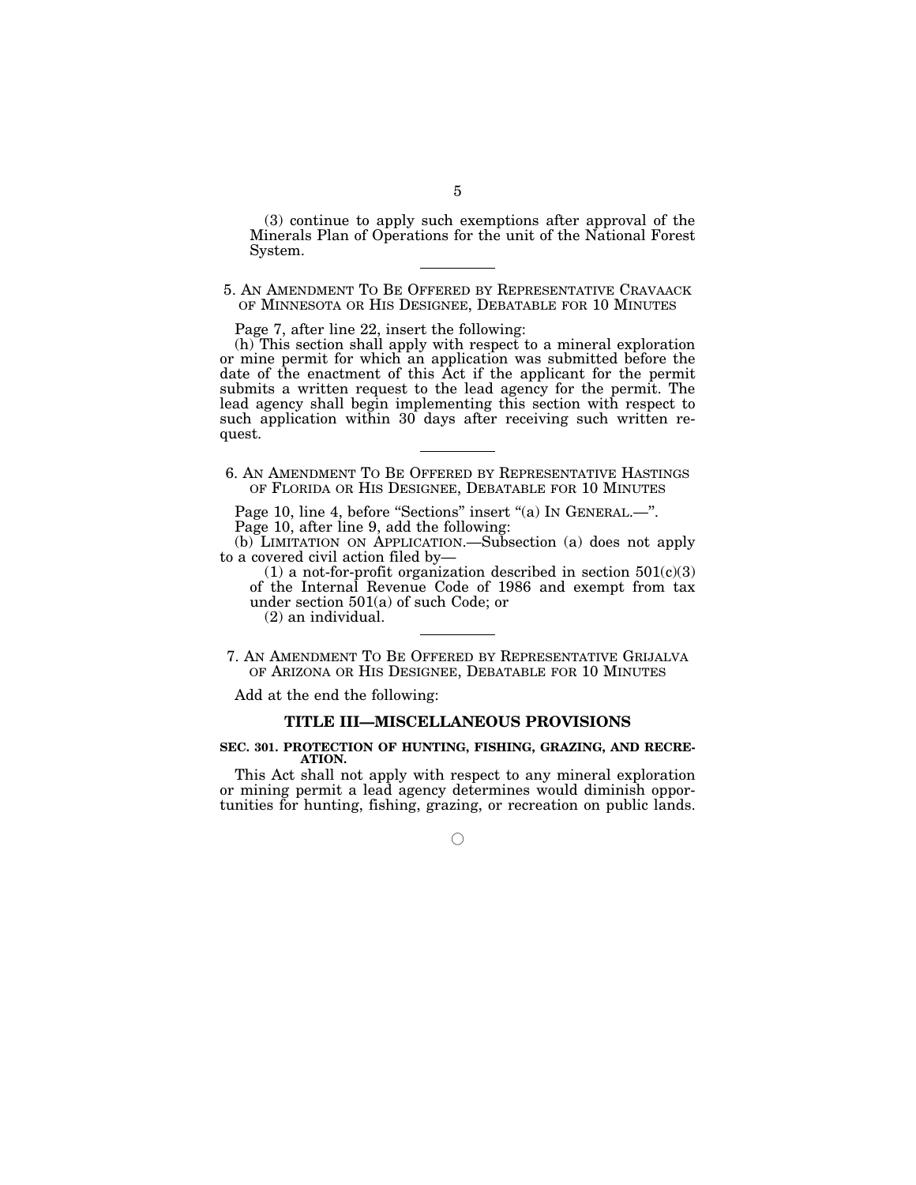(3) continue to apply such exemptions after approval of the Minerals Plan of Operations for the unit of the National Forest System.

---

5. AN AMENDMENT TO BE OFFERED BY REPRESENTATIVE CRAVAACK OF MINNESOTA OR HIS DESIGNEE, DEBATABLE FOR 10 MINUTES

Page 7, after line 22, insert the following:

(h) This section shall apply with respect to a mineral exploration or mine permit for which an application was submitted before the date of the enactment of this Act if the applicant for the permit submits a written request to the lead agency for the permit. The lead agency shall begin implementing this section with respect to such application within 30 days after receiving such written request.

---

6. AN AMENDMENT TO BE OFFERED BY REPRESENTATIVE HASTINGS OF FLORIDA OR HIS DESIGNEE, DEBATABLE FOR 10 MINUTES

Page 10, line 4, before "Sections" insert "(a) IN GENERAL.—".

Page 10, after line 9, add the following:

(b) LIMITATION ON APPLICATION.—Subsection (a) does not apply to a covered civil action filed by—

(1) a not-for-profit organization described in section 501(c)(3) of the Internal Revenue Code of 1986 and exempt from tax under section 501(a) of such Code; or

(2) an individual.

---

7. AN AMENDMENT TO BE OFFERED BY REPRESENTATIVE GRIJALVA OF ARIZONA OR HIS DESIGNEE, DEBATABLE FOR 10 MINUTES

Add at the end the following:

## TITLE III—MISCELLANEOUS PROVISIONS

### SEC. 301. PROTECTION OF HUNTING, FISHING, GRAZING, AND RECREATION.

This Act shall not apply with respect to any mineral exploration or mining permit a lead agency determines would diminish opportunities for hunting, fishing, grazing, or recreation on public lands.

○